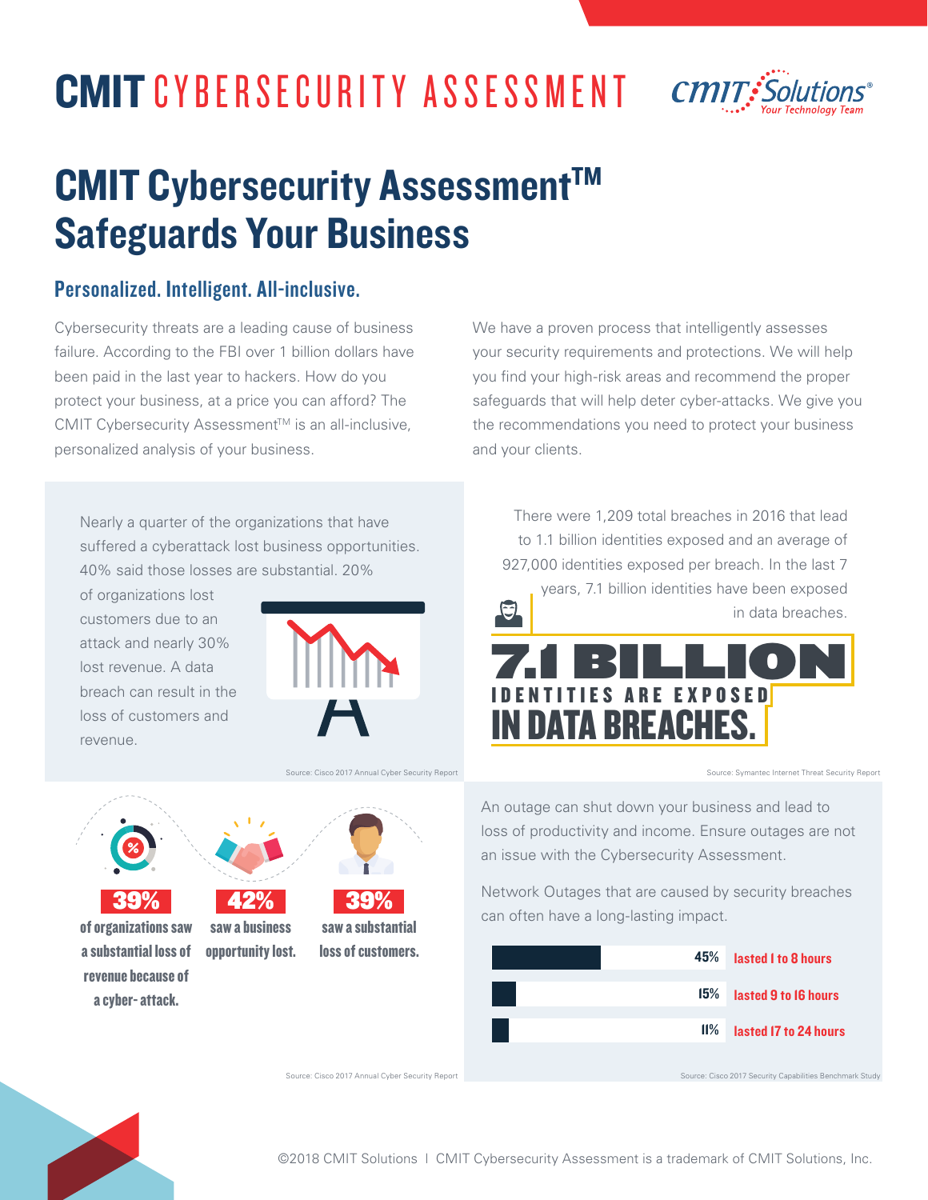# CMIT CYBERSECURITY ASSESSMENT

## CMIT Cybersecurity Assessment™ Safeguards Your Business

### Personalized. Intelligent. All-inclusive.

Cybersecurity threats are a leading cause of business failure. According to the FBI over 1 billion dollars have been paid in the last year to hackers. How do you protect your business, at a price you can afford? The CMIT Cybersecurity Assessment™ is an all-inclusive, personalized analysis of your business.

We have a proven process that intelligently assesses your security requirements and protections. We will help you find your high-risk areas and recommend the proper safeguards that will help deter cyber-attacks. We give you the recommendations you need to protect your business and your clients.

Nearly a quarter of the organizations that have suffered a cyberattack lost business opportunities. 40% said those losses are substantial. 20% of organizations lost customers due to an attack and nearly 30% lost revenue. A data breach can result in the loss of customers and revenue.

Source: Cisco 2017 Annual Cyber Security Report

There were 1,209 total breaches in 2016 that lead to 1.1 billion identities exposed and an average of 927,000 identities exposed per breach. In the last 7 years, 7.1 billion identities have been exposed in data breaches.

**7.1 BILLION IDENTITIES ARE EXPOSED IN DATA BREACHES.**

Source: Symantec Internet Threat Security Report

**39%** of organizations saw a substantial loss of revenue because of a cyber-attack.

**42%** saw a business opportunity lost.

**39%** saw a substantial loss of customers.

Source: Cisco 2017 Annual Cyber Security Report

An outage can shut down your business and lead to loss of productivity and income. Ensure outages are not an issue with the Cybersecurity Assessment.

Network Outages that are caused by security breaches can often have a long-lasting impact.

| Percentage | Duration |
|---|---|
| 45% | lasted 1 to 8 hours |
| 15% | lasted 9 to 16 hours |
| 11% | lasted 17 to 24 hours |

Source: Cisco 2017 Security Capabilities Benchmark Study

©2018 CMIT Solutions | CMIT Cybersecurity Assessment is a trademark of CMIT Solutions, Inc.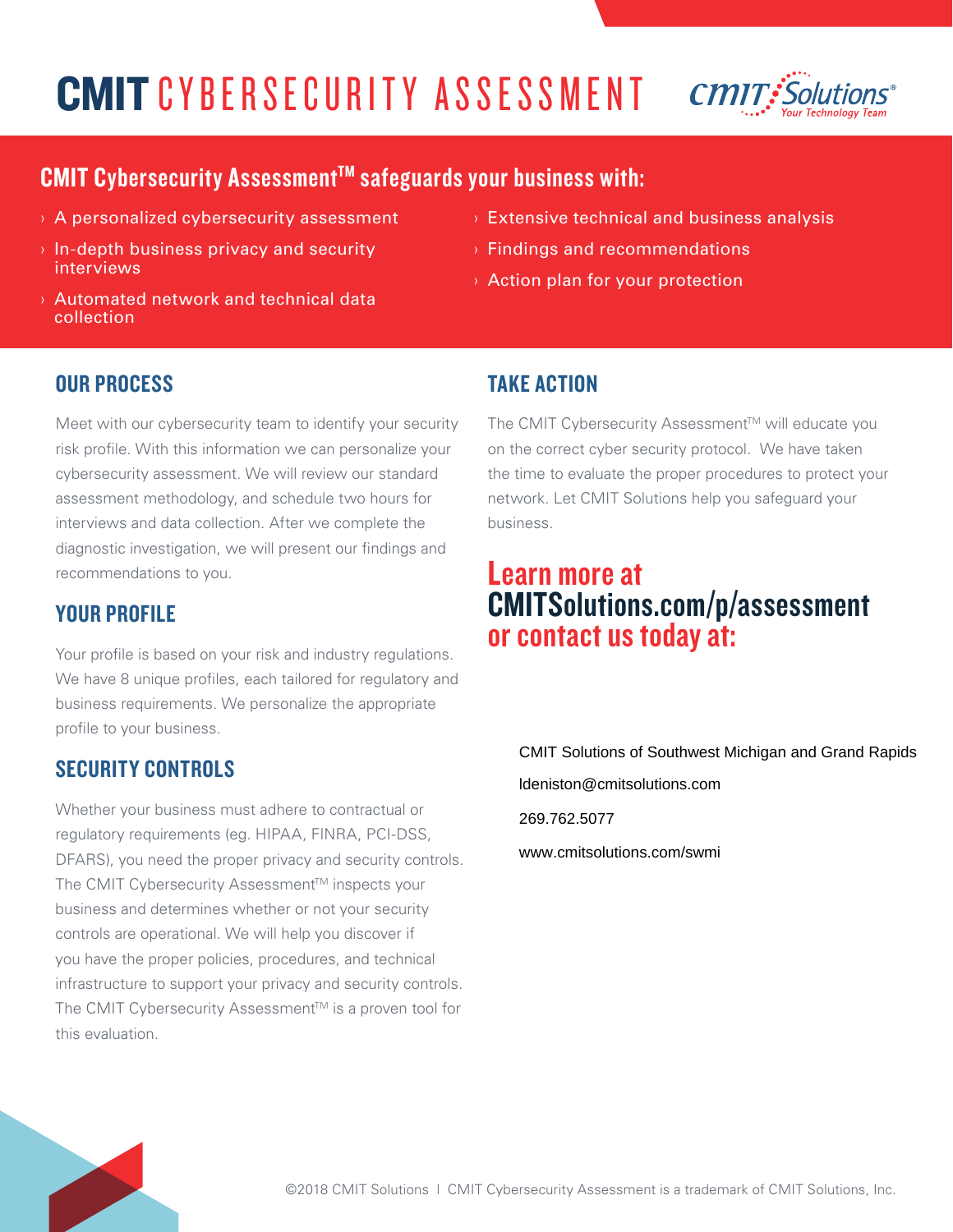# CMIT CYBERSECURITY ASSESSMENT

## CMIT Cybersecurity Assessment™ safeguards your business with:

- A personalized cybersecurity assessment
- In-depth business privacy and security interviews
- Automated network and technical data collection
- Extensive technical and business analysis
- Findings and recommendations
- Action plan for your protection

## OUR PROCESS

Meet with our cybersecurity team to identify your security risk profile. With this information we can personalize your cybersecurity assessment. We will review our standard assessment methodology, and schedule two hours for interviews and data collection. After we complete the diagnostic investigation, we will present our findings and recommendations to you.

## YOUR PROFILE

Your profile is based on your risk and industry regulations. We have 8 unique profiles, each tailored for regulatory and business requirements. We personalize the appropriate profile to your business.

## SECURITY CONTROLS

Whether your business must adhere to contractual or regulatory requirements (eg. HIPAA, FINRA, PCI-DSS, DFARS), you need the proper privacy and security controls. The CMIT Cybersecurity Assessment™ inspects your business and determines whether or not your security controls are operational. We will help you discover if you have the proper policies, procedures, and technical infrastructure to support your privacy and security controls. The CMIT Cybersecurity Assessment™ is a proven tool for this evaluation.

## TAKE ACTION

The CMIT Cybersecurity Assessment™ will educate you on the correct cyber security protocol. We have taken the time to evaluate the proper procedures to protect your network. Let CMIT Solutions help you safeguard your business.

## Learn more at CMITSolutions.com/p/assessment or contact us today at:

CMIT Solutions of Southwest Michigan and Grand Rapids

ldeniston@cmitsolutions.com

269.762.5077

www.cmitsolutions.com/swmi

©2018 CMIT Solutions | CMIT Cybersecurity Assessment is a trademark of CMIT Solutions, Inc.